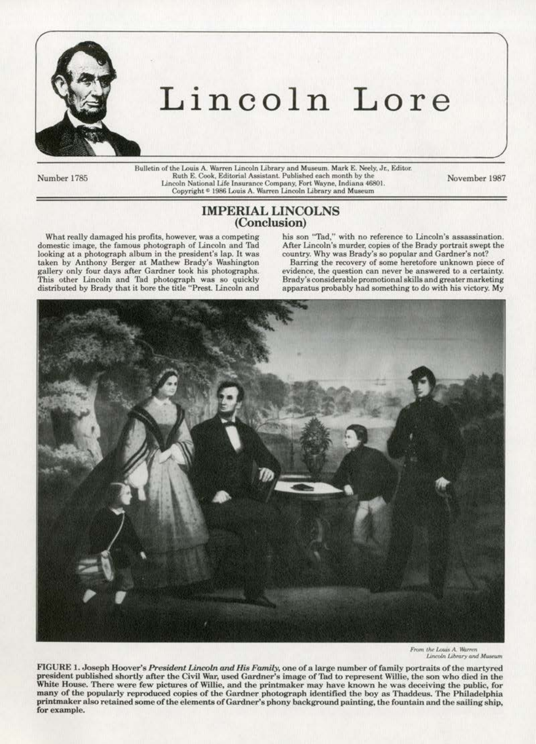# Lincoln Lore

Number 1785

Bulletin of the Louis A. Warren Lincoln Library and Museum. Mark E. Neely, Jr., Editor. Ruth E. Cook, Editorial Assistant. Published each month by the Lincoln National Life Insurance Company, Fort Wayne, Indiana 46801. Copyright © 1986 Louis A. Warren Lincoln Library and Museum

November 1987

## IMPERIAL LINCOLNS (Conclusion)

What really damaged his profits, however, was a competing domestic image, the famous photograph of Lincoln and Tad looking at a photograph album in the president's lap. It was taken by Anthony Berger at Mathew Brady's Washington gallery only four days after Gardner took his photographs. This other Lincoln and Tad photograph was so quickly distributed by Brady that it bore the title "Prest. Lincoln and his son "Tad," with no reference to Lincoln's assassination. After Lincoln's murder, copies of the Brady portrait swept the country. Why was Brady's so popular and Gardner's not?

Barring the recovery of some heretofore unknown piece of evidence, the question can never be answered to a certainty. Brady's considerable promotional skills and greater marketing apparatus probably had something to do with his victory. My

*From the Louis A. Warren Lincoln Library and Museum*

FIGURE 1. Joseph Hoover's *President Lincoln and His Family*, one of a large number of family portraits of the martyred president published shortly after the Civil War, used Gardner's image of Tad to represent Willie, the son who died in the White House. There were few pictures of Willie, and the printmaker may have known he was deceiving the public, for many of the popularly reproduced copies of the Gardner photograph identified the boy as Thaddeus. The Philadelphia printmaker also retained some of the elements of Gardner's phony background painting, the fountain and the sailing ship, for example.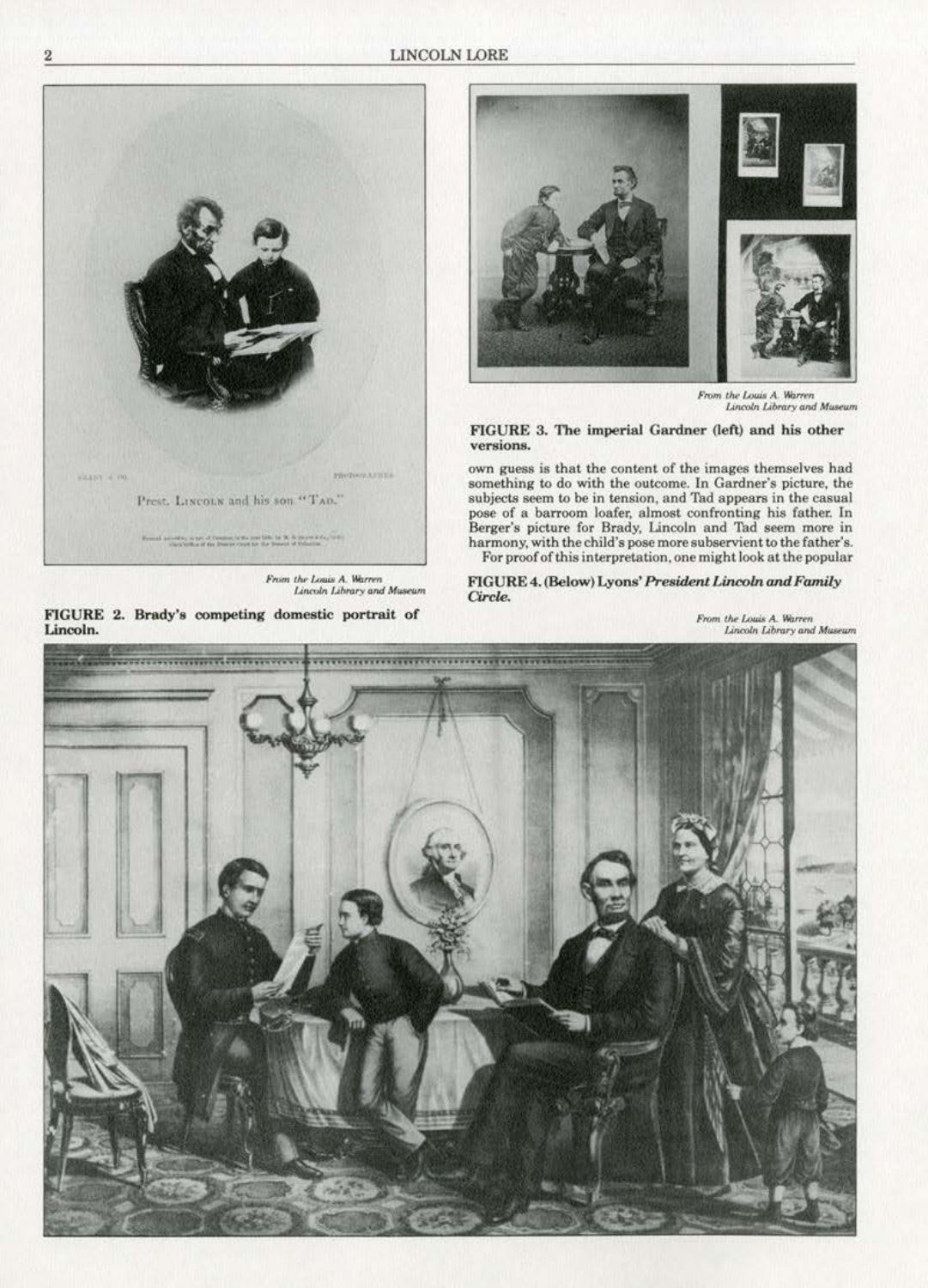Prest. LINCOLN and his son "TAD."

*From the Louis A. Warren Lincoln Library and Museum*

**FIGURE 2. Brady's competing domestic portrait of Lincoln.**

*From the Louis A. Warren Lincoln Library and Museum*

**FIGURE 3. The imperial Gardner (left) and his other versions.**

own guess is that the content of the images themselves had something to do with the outcome. In Gardner's picture, the subjects seem to be in tension, and Tad appears in the casual pose of a barroom loafer, almost confronting his father. In Berger's picture for Brady, Lincoln and Tad seem more in harmony, with the child's pose more subservient to the father's. For proof of this interpretation, one might look at the popular

**FIGURE 4. (Below) Lyons' *President Lincoln and Family Circle*.**

*From the Louis A. Warren Lincoln Library and Museum*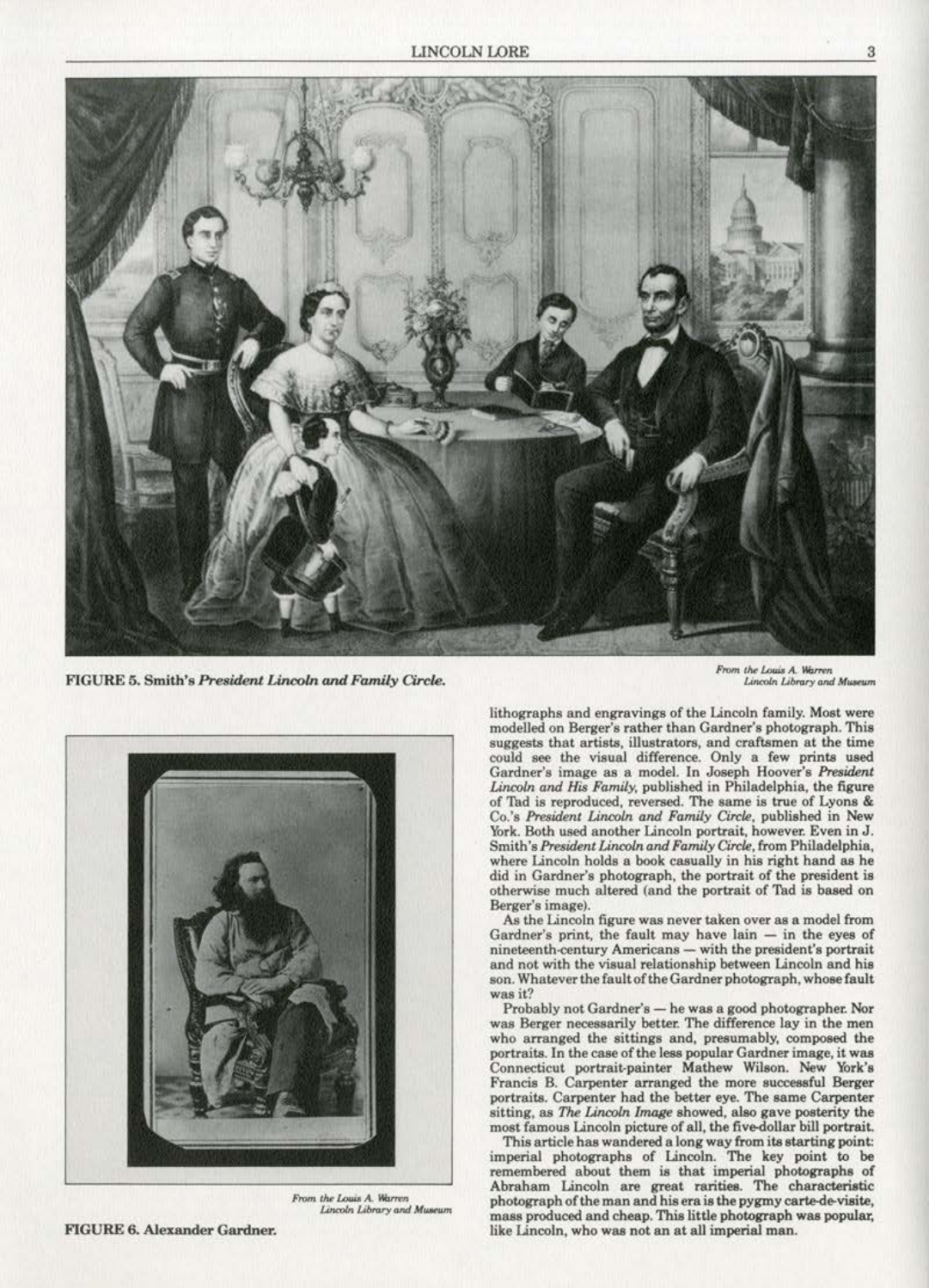FIGURE 5. Smith's *President Lincoln and Family Circle.*

From the Louis A. Warren Lincoln Library and Museum

FIGURE 6. Alexander Gardner.

From the Louis A. Warren Lincoln Library and Museum

lithographs and engravings of the Lincoln family. Most were modelled on Berger's rather than Gardner's photograph. This suggests that artists, illustrators, and craftsmen at the time could see the visual difference. Only a few prints used Gardner's image as a model. In Joseph Hoover's *President Lincoln and His Family*, published in Philadelphia, the figure of Tad is reproduced, reversed. The same is true of Lyons & Co.'s *President Lincoln and Family Circle*, published in New York. Both used another Lincoln portrait, however. Even in J. Smith's *President Lincoln and Family Circle*, from Philadelphia, where Lincoln holds a book casually in his right hand as he did in Gardner's photograph, the portrait of the president is otherwise much altered (and the portrait of Tad is based on Berger's image).

As the Lincoln figure was never taken over as a model from Gardner's print, the fault may have lain — in the eyes of nineteenth-century Americans — with the president's portrait and not with the visual relationship between Lincoln and his son. Whatever the fault of the Gardner photograph, whose fault was it?

Probably not Gardner's — he was a good photographer. Nor was Berger necessarily better. The difference lay in the men who arranged the sittings and, presumably, composed the portraits. In the case of the less popular Gardner image, it was Connecticut portrait-painter Mathew Wilson. New York's Francis B. Carpenter arranged the more successful Berger portraits. Carpenter had the better eye. The same Carpenter sitting, as *The Lincoln Image* showed, also gave posterity the most famous Lincoln picture of all, the five-dollar bill portrait.

This article has wandered a long way from its starting point: imperial photographs of Lincoln. The key point to be remembered about them is that imperial photographs of Abraham Lincoln are great rarities. The characteristic photograph of the man and his era is the pygmy carte-de-visite, mass produced and cheap. This little photograph was popular, like Lincoln, who was not an at all imperial man.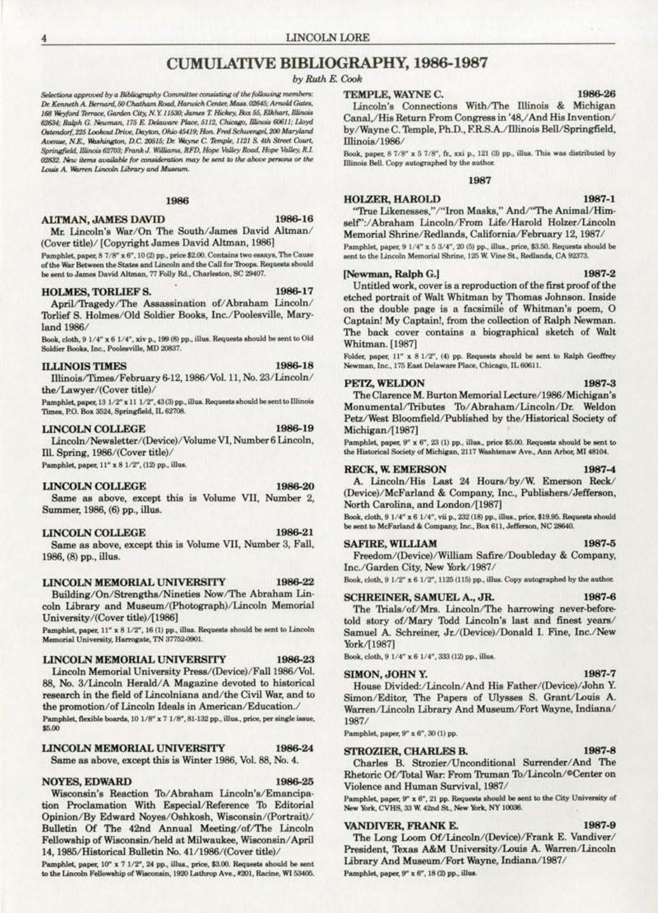# CUMULATIVE BIBLIOGRAPHY, 1986-1987

*by Ruth E. Cook*

*Selections approved by a Bibliography Committee consisting of the following members: Dr. Kenneth A. Bernard, 50 Chatham Road, Harwich Center, Mass. 02645; Arnold Gates, 168 Weyford Terrace, Garden City, N.Y. 11530; James T. Hickey, Box 55, Elkhart, Illinois 62634; Ralph G. Newman, 175 E. Delaware Place, 5112, Chicago, Illinois 60611; Lloyd Ostendorf, 225 Lookout Drive, Dayton, Ohio 45419; Hon. Fred Schwengel, 200 Maryland Avenue, N.E., Washington, D.C. 20515; Dr. Wayne C. Temple, 1121 S. 4th Street Court, Springfield, Illinois 62703; Frank J. Williams, RFD, Hope Valley Road, Hope Valley, R.I. 02832. New items available for consideration may be sent to the above persons or the Louis A. Warren Lincoln Library and Museum.*

## 1986

**ALTMAN, JAMES DAVID** **1986-16**

Mr. Lincoln's War/On The South/James David Altman/(Cover title)/ [Copyright James David Altman, 1986]

Pamphlet, paper, 8 7/8" x 6", 10 (2) pp., price $2.00. Contains two essays, The Cause of the War Between the States and Lincoln and the Call for Troops. Requests should be sent to James David Altman, 77 Folly Rd., Charleston, SC 29407.

**HOLMES, TORLIEF S.** **1986-17**

April/Tragedy/The Assassination of/Abraham Lincoln/Torlief S. Holmes/Old Soldier Books, Inc./Poolesville, Maryland 1986/

Book, cloth, 9 1/4" x 6 1/4", xiv p., 199 (8) pp., illus. Requests should be sent to Old Soldier Books, Inc., Poolesville, MD 20837.

**ILLINOIS TIMES** **1986-18**

Illinois/Times/February 6-12, 1986/Vol. 11, No. 23/Lincoln/the/Lawyer/(Cover title)/

Pamphlet, paper, 13 1/2" x 11 1/2", 43 (3) pp., illus. Requests should be sent to Illinois Times, P.O. Box 3524, Springfield, IL 62708.

**LINCOLN COLLEGE** **1986-19**

Lincoln/Newsletter/(Device)/Volume VI, Number 6 Lincoln, Ill. Spring, 1986/(Cover title)/

Pamphlet, paper, 11" x 8 1/2", (12) pp., illus.

**LINCOLN COLLEGE** **1986-20**

Same as above, except this is Volume VII, Number 2, Summer, 1986, (6) pp., illus.

**LINCOLN COLLEGE** **1986-21**

Same as above, except this is Volume VII, Number 3, Fall, 1986, (8) pp., illus.

**LINCOLN MEMORIAL UNIVERSITY** **1986-22**

Building/On/Strengths/Nineties Now/The Abraham Lincoln Library and Museum/(Photograph)/Lincoln Memorial University/(Cover title)/[1986]

Pamphlet, paper, 11" x 8 1/2", 16 (1) pp., illus. Requests should be sent to Lincoln Memorial University, Harrogate, TN 37752-0901.

**LINCOLN MEMORIAL UNIVERSITY** **1986-23**

Lincoln Memorial University Press/(Device)/Fall 1986/Vol. 88, No. 3/Lincoln Herald/A Magazine devoted to historical research in the field of Lincolniana and/the Civil War, and to the promotion/of Lincoln Ideals in American/Education./

Pamphlet, flexible boards, 10 1/8" x 7 1/8", 81-132 pp., illus., price, per single issue, $5.00

**LINCOLN MEMORIAL UNIVERSITY** **1986-24**

Same as above, except this is Winter 1986, Vol. 88, No. 4.

**NOYES, EDWARD** **1986-25**

Wisconsin's Reaction To/Abraham Lincoln's/Emancipation Proclamation With Especial/Reference To Editorial Opinion/By Edward Noyes/Oshkosh, Wisconsin/(Portrait)/Bulletin Of The 42nd Annual Meeting/of/The Lincoln Fellowship of Wisconsin/held at Milwaukee, Wisconsin/April 14, 1985/Historical Bulletin No. 41/1986/(Cover title)/

Pamphlet, paper, 10" x 7 1/2", 24 pp., illus., price, $3.00. Requests should be sent to the Lincoln Fellowship of Wisconsin, 1920 Lathrop Ave., #201, Racine, WI 53405.

**TEMPLE, WAYNE C.** **1986-26**

Lincoln's Connections With/The Illinois & Michigan Canal,/His Return From Congress in '48,/And His Invention/by/Wayne C. Temple, Ph.D., F.R.S.A./Illinois Bell/Springfield, Illinois/1986/

Book, paper, 8 7/8" x 5 7/8", fr., xxi p., 121 (3) pp., illus. This was distributed by Illinois Bell. Copy autographed by the author.

## 1987

**HOLZER, HAROLD** **1987-1**

"True Likenesses,"/"Iron Masks," And/"The Animal/Himself":/Abraham Lincoln/From Life/Harold Holzer/Lincoln Memorial Shrine/Redlands, California/February 12, 1987/

Pamphlet, paper, 9 1/4" x 5 3/4", 20 (5) pp., illus., price, $3.50. Requests should be sent to the Lincoln Memorial Shrine, 125 W. Vine St., Redlands, CA 92373.

**[Newman, Ralph G.]** **1987-2**

Untitled work, cover is a reproduction of the first proof of the etched portrait of Walt Whitman by Thomas Johnson. Inside on the double page is a facsimile of Whitman's poem, O Captain! My Captain!, from the collection of Ralph Newman. The back cover contains a biographical sketch of Walt Whitman. [1987]

Folder, paper, 11" x 8 1/2", (4) pp. Requests should be sent to Ralph Geoffrey Newman, Inc., 175 East Delaware Place, Chicago, IL 60611.

**PETZ, WELDON** **1987-3**

The Clarence M. Burton Memorial Lecture/1986/Michigan's Monumental/Tributes To/Abraham/Lincoln/Dr. Weldon Petz/West Bloomfield/Published by the/Historical Society of Michigan/[1987]

Pamphlet, paper, 9" x 6", 23 (1) pp., illus., price $5.00. Requests should be sent to the Historical Society of Michigan, 2117 Washtenaw Ave., Ann Arbor, MI 48104.

**RECK, W. EMERSON** **1987-4**

A. Lincoln/His Last 24 Hours/by/W. Emerson Reck/(Device)/McFarland & Company, Inc., Publishers/Jefferson, North Carolina, and London/[1987]

Book, cloth, 9 1/4" x 6 1/4", vii p., 232 (18) pp., illus., price, $19.95. Requests should be sent to McFarland & Company, Inc., Box 611, Jefferson, NC 28640.

**SAFIRE, WILLIAM** **1987-5**

Freedom/(Device)/William Safire/Doubleday & Company, Inc./Garden City, New York/1987/

Book, cloth, 9 1/2" x 6 1/2", 1125 (115) pp., illus. Copy autographed by the author.

**SCHREINER, SAMUEL A., JR.** **1987-6**

The Trials/of/Mrs. Lincoln/The harrowing never-before-told story of/Mary Todd Lincoln's last and finest years/Samuel A. Schreiner, Jr./(Device)/Donald I. Fine, Inc./New York/[1987]

Book, cloth, 9 1/4" x 6 1/4", 333 (12) pp., illus.

**SIMON, JOHN Y.** **1987-7**

House Divided:/Lincoln/And His Father/(Device)/John Y. Simon/Editor, The Papers of Ulysses S. Grant/Louis A. Warren/Lincoln Library And Museum/Fort Wayne, Indiana/1987/

Pamphlet, paper, 9" x 6", 30 (1) pp.

**STROZIER, CHARLES B.** **1987-8**

Charles B. Strozier/Unconditional Surrender/And The Rhetoric Of/Total War: From Truman To/Lincoln/©Center on Violence and Human Survival, 1987/

Pamphlet, paper, 9" x 6", 21 pp. Requests should be sent to the City University of New York, CVHS, 33 W. 42nd St., New York, NY 10036.

**VANDIVER, FRANK E.** **1987-9**

The Long Loom Of/Lincoln/(Device)/Frank E. Vandiver/President, Texas A&M University/Louis A. Warren/Lincoln Library And Museum/Fort Wayne, Indiana/1987/

Pamphlet, paper, 9" x 6", 18 (2) pp., illus.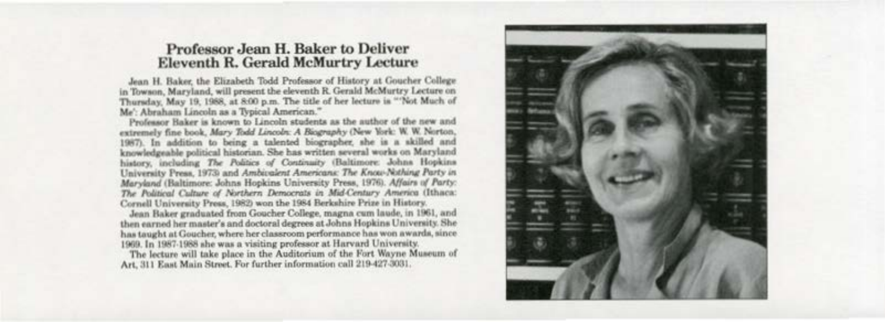## Professor Jean H. Baker to Deliver Eleventh R. Gerald McMurtry Lecture

Jean H. Baker, the Elizabeth Todd Professor of History at Goucher College in Towson, Maryland, will present the eleventh R. Gerald McMurtry Lecture on Thursday, May 19, 1988, at 8:00 p.m. The title of her lecture is "'Not Much of Me': Abraham Lincoln as a Typical American."

Professor Baker is known to Lincoln students as the author of the new and extremely fine book, *Mary Todd Lincoln: A Biography* (New York: W. W. Norton, 1987). In addition to being a talented biographer, she is a skilled and knowledgeable political historian. She has written several works on Maryland history, including *The Politics of Continuity* (Baltimore: Johns Hopkins University Press, 1973) and *Ambivalent Americans: The Know-Nothing Party in Maryland* (Baltimore: Johns Hopkins University Press, 1976). *Affairs of Party: The Political Culture of Northern Democrats in Mid-Century America* (Ithaca: Cornell University Press, 1982) won the 1984 Berkshire Prize in History.

Jean Baker graduated from Goucher College, magna cum laude, in 1961, and then earned her master's and doctoral degrees at Johns Hopkins University. She has taught at Goucher, where her classroom performance has won awards, since 1969. In 1987-1988 she was a visiting professor at Harvard University.

The lecture will take place in the Auditorium of the Fort Wayne Museum of Art, 311 East Main Street. For further information call 219-427-3031.